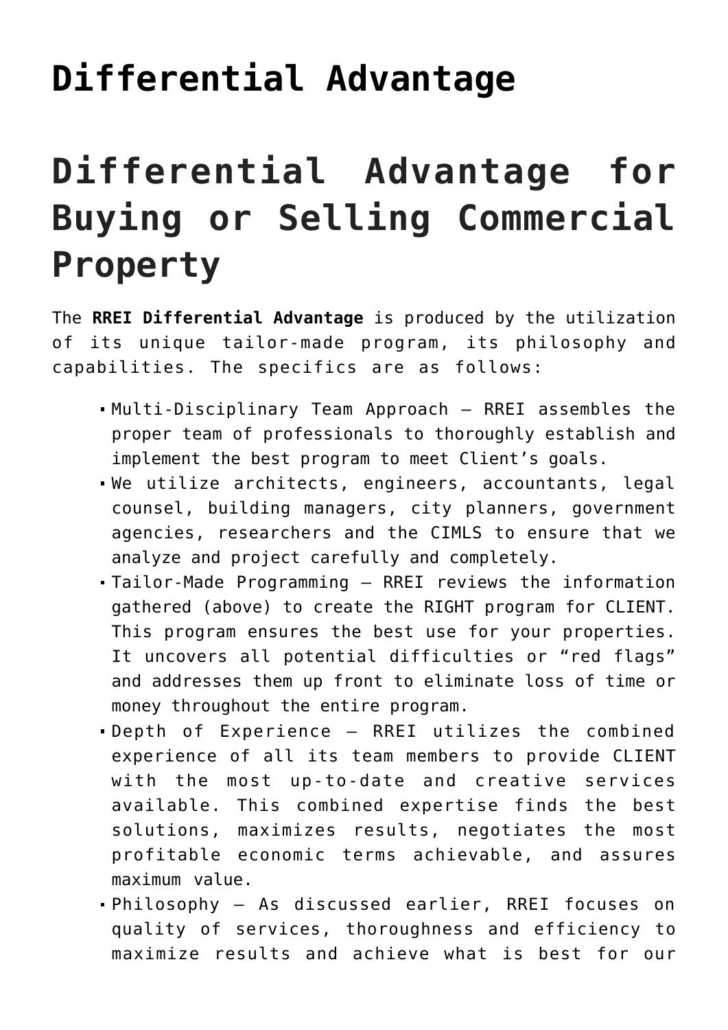# Differential Advantage

# Differential Advantage for Buying or Selling Commercial Property

The **RREI Differential Advantage** is produced by the utilization of its unique tailor-made program, its philosophy and capabilities. The specifics are as follows:

- Multi-Disciplinary Team Approach – RREI assembles the proper team of professionals to thoroughly establish and implement the best program to meet Client's goals.
- We utilize architects, engineers, accountants, legal counsel, building managers, city planners, government agencies, researchers and the CIMLS to ensure that we analyze and project carefully and completely.
- Tailor-Made Programming – RREI reviews the information gathered (above) to create the RIGHT program for CLIENT. This program ensures the best use for your properties. It uncovers all potential difficulties or "red flags" and addresses them up front to eliminate loss of time or money throughout the entire program.
- Depth of Experience – RREI utilizes the combined experience of all its team members to provide CLIENT with the most up-to-date and creative services available. This combined expertise finds the best solutions, maximizes results, negotiates the most profitable economic terms achievable, and assures maximum value.
- Philosophy – As discussed earlier, RREI focuses on quality of services, thoroughness and efficiency to maximize results and achieve what is best for our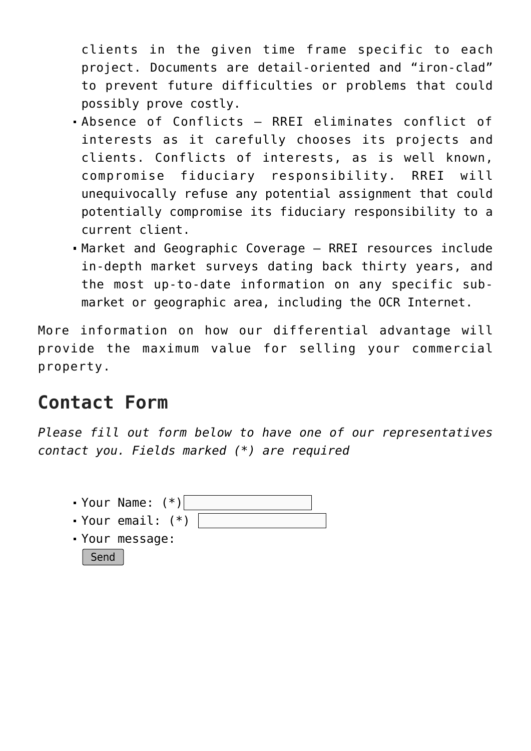clients in the given time frame specific to each project. Documents are detail-oriented and “iron-clad” to prevent future difficulties or problems that could possibly prove costly.

- Absence of Conflicts – RREI eliminates conflict of interests as it carefully chooses its projects and clients. Conflicts of interests, as is well known, compromise fiduciary responsibility. RREI will unequivocally refuse any potential assignment that could potentially compromise its fiduciary responsibility to a current client.
- Market and Geographic Coverage – RREI resources include in-depth market surveys dating back thirty years, and the most up-to-date information on any specific sub-market or geographic area, including the OCR Internet.

More information on how our differential advantage will provide the maximum value for selling your commercial property.

## Contact Form

*Please fill out form below to have one of our representatives contact you. Fields marked (*) are required*

- Your Name: (*)
- Your email: (*)
- Your message:

Send